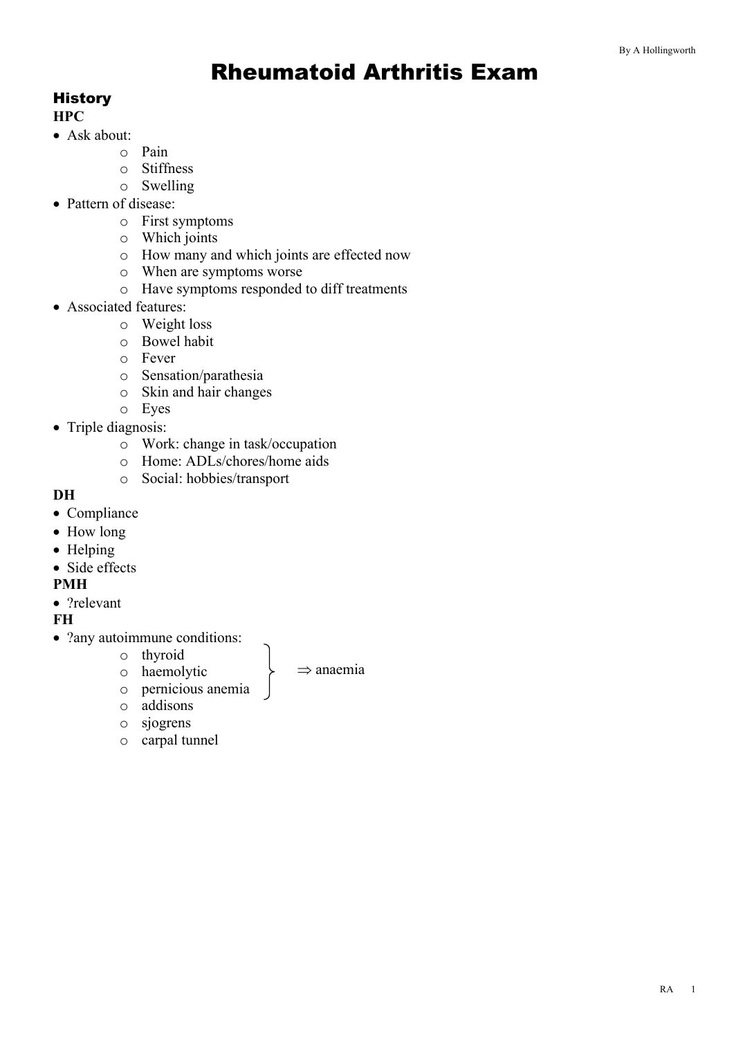By A Hollingworth

# Rheumatoid Arthritis Exam

## History

### HPC

- Ask about:
  - Pain
  - Stiffness
  - Swelling
- Pattern of disease:
  - First symptoms
  - Which joints
  - How many and which joints are effected now
  - When are symptoms worse
  - Have symptoms responded to diff treatments
- Associated features:
  - Weight loss
  - Bowel habit
  - Fever
  - Sensation/parathesia
  - Skin and hair changes
  - Eyes
- Triple diagnosis:
  - Work: change in task/occupation
  - Home: ADLs/chores/home aids
  - Social: hobbies/transport

### DH

- Compliance
- How long
- Helping
- Side effects

### PMH

- ?relevant

### FH

- ?any autoimmune conditions:
  - thyroid ⎫
  - haemolytic ⎬ ⇒ anaemia
  - pernicious anemia ⎭
  - addisons
  - sjogrens
  - carpal tunnel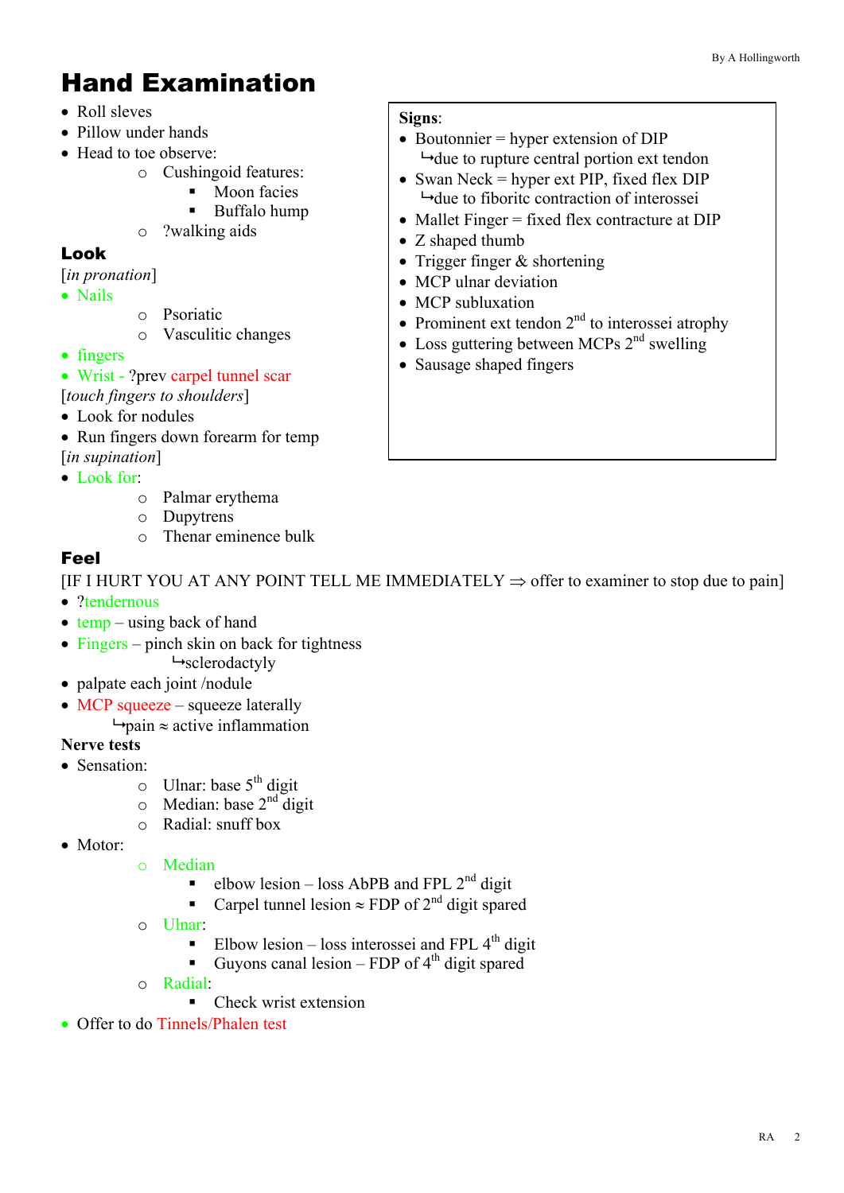# Hand Examination

- Roll sleves
- Pillow under hands
- Head to toe observe:
  - Cushingoid features:
    - Moon facies
    - Buffalo hump
  - ?walking aids

## Look

[*in pronation*]

- Nails
  - Psoriatic
  - Vasculitic changes
- fingers
- Wrist - ?prev carpel tunnel scar

[*touch fingers to shoulders*]

- Look for nodules
- Run fingers down forearm for temp

[*in supination*]

- Look for:
  - Palmar erythema
  - Dupytrens
  - Thenar eminence bulk

**Signs**:

- Boutonnier = hyper extension of DIP
  ↳due to rupture central portion ext tendon
- Swan Neck = hyper ext PIP, fixed flex DIP
  ↳due to fiboritc contraction of interossei
- Mallet Finger = fixed flex contracture at DIP
- Z shaped thumb
- Trigger finger & shortening
- MCP ulnar deviation
- MCP subluxation
- Prominent ext tendon 2nd to interossei atrophy
- Loss guttering between MCPs 2nd swelling
- Sausage shaped fingers

## Feel

[IF I HURT YOU AT ANY POINT TELL ME IMMEDIATELY ⇒ offer to examiner to stop due to pain]

- ?tendernous
- temp – using back of hand
- Fingers – pinch skin on back for tightness
  ↳sclerodactyly
- palpate each joint /nodule
- MCP squeeze – squeeze laterally
  ↳pain ≈ active inflammation

**Nerve tests**

- Sensation:
  - Ulnar: base 5th digit
  - Median: base 2nd digit
  - Radial: snuff box
- Motor:
  - Median
    - elbow lesion – loss AbPB and FPL 2nd digit
    - Carpel tunnel lesion ≈ FDP of 2nd digit spared
  - Ulnar:
    - Elbow lesion – loss interossei and FPL 4th digit
    - Guyons canal lesion – FDP of 4th digit spared
  - Radial:
    - Check wrist extension
- Offer to do Tinnels/Phalen test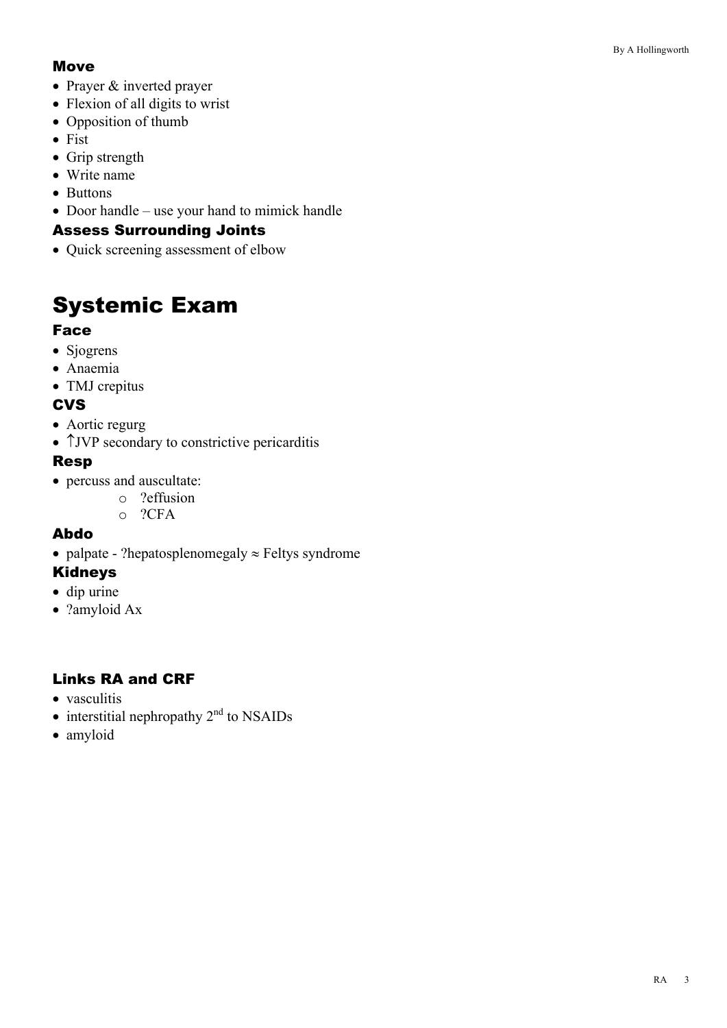### Move

- Prayer & inverted prayer
- Flexion of all digits to wrist
- Opposition of thumb
- Fist
- Grip strength
- Write name
- Buttons
- Door handle – use your hand to mimick handle

### Assess Surrounding Joints

- Quick screening assessment of elbow

## Systemic Exam

### Face

- Sjogrens
- Anaemia
- TMJ crepitus

### CVS

- Aortic regurg
- ↑JVP secondary to constrictive pericarditis

### Resp

- percuss and auscultate:
    - ?effusion
    - ?CFA

### Abdo

- palpate - ?hepatosplenomegaly ≈ Feltys syndrome

### Kidneys

- dip urine
- ?amyloid Ax

### Links RA and CRF

- vasculitis
- interstitial nephropathy 2nd to NSAIDs
- amyloid